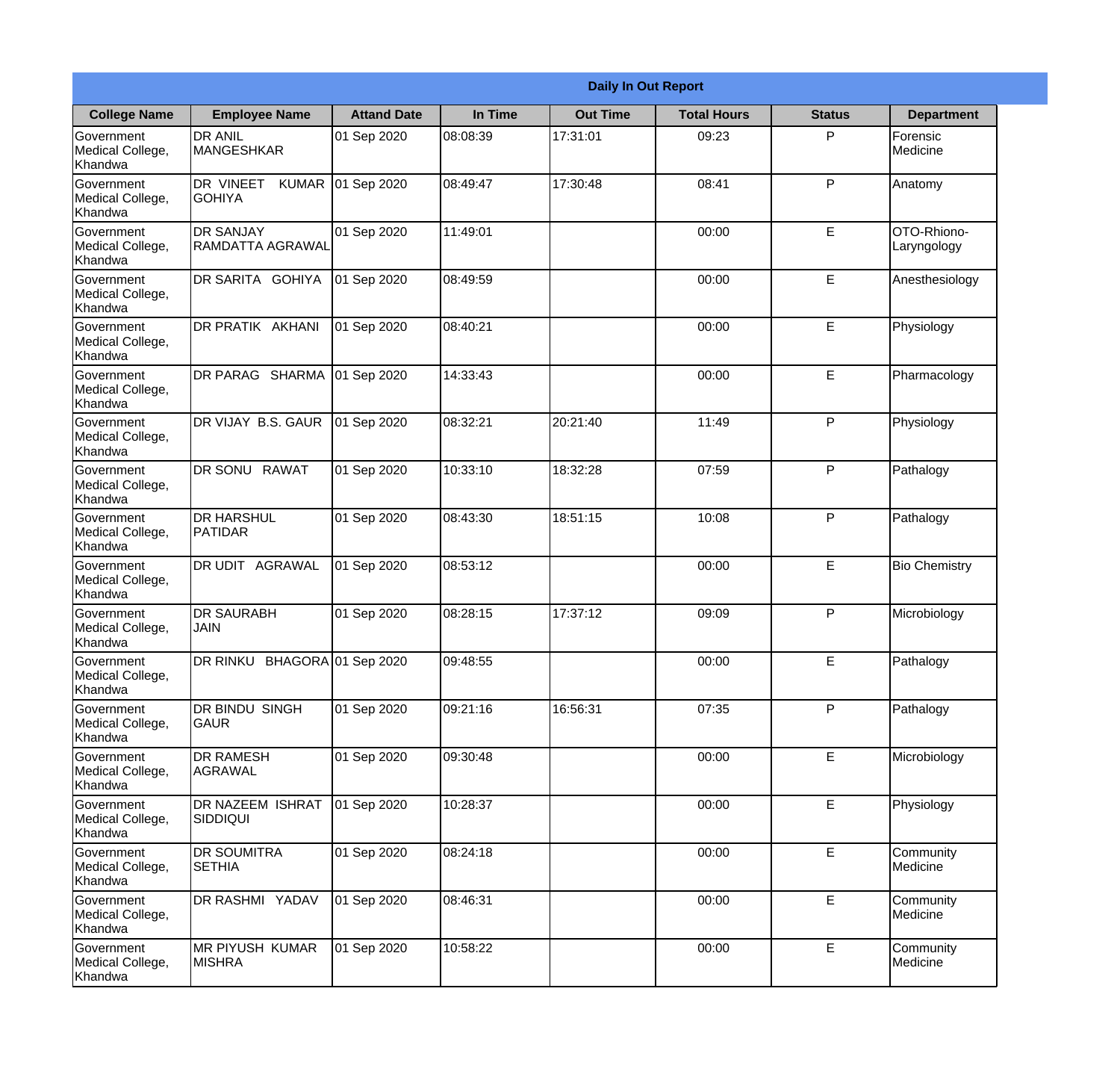**Daily In Out Report**

| College Name | Employee Name | Attand Date | In Time | Out Time | Total Hours | Status | Department |
|---|---|---|---|---|---|---|---|
| Government Medical College, Khandwa | DR ANIL MANGESHKAR | 01 Sep 2020 | 08:08:39 | 17:31:01 | 09:23 | P | Forensic Medicine |
| Government Medical College, Khandwa | DR VINEET KUMAR GOHIYA | 01 Sep 2020 | 08:49:47 | 17:30:48 | 08:41 | P | Anatomy |
| Government Medical College, Khandwa | DR SANJAY RAMDATTA AGRAWAL | 01 Sep 2020 | 11:49:01 | | 00:00 | E | OTO-Rhiono-Laryngology |
| Government Medical College, Khandwa | DR SARITA GOHIYA | 01 Sep 2020 | 08:49:59 | | 00:00 | E | Anesthesiology |
| Government Medical College, Khandwa | DR PRATIK AKHANI | 01 Sep 2020 | 08:40:21 | | 00:00 | E | Physiology |
| Government Medical College, Khandwa | DR PARAG SHARMA | 01 Sep 2020 | 14:33:43 | | 00:00 | E | Pharmacology |
| Government Medical College, Khandwa | DR VIJAY B.S. GAUR | 01 Sep 2020 | 08:32:21 | 20:21:40 | 11:49 | P | Physiology |
| Government Medical College, Khandwa | DR SONU RAWAT | 01 Sep 2020 | 10:33:10 | 18:32:28 | 07:59 | P | Pathalogy |
| Government Medical College, Khandwa | DR HARSHUL PATIDAR | 01 Sep 2020 | 08:43:30 | 18:51:15 | 10:08 | P | Pathalogy |
| Government Medical College, Khandwa | DR UDIT AGRAWAL | 01 Sep 2020 | 08:53:12 | | 00:00 | E | Bio Chemistry |
| Government Medical College, Khandwa | DR SAURABH JAIN | 01 Sep 2020 | 08:28:15 | 17:37:12 | 09:09 | P | Microbiology |
| Government Medical College, Khandwa | DR RINKU BHAGORA | 01 Sep 2020 | 09:48:55 | | 00:00 | E | Pathalogy |
| Government Medical College, Khandwa | DR BINDU SINGH GAUR | 01 Sep 2020 | 09:21:16 | 16:56:31 | 07:35 | P | Pathalogy |
| Government Medical College, Khandwa | DR RAMESH AGRAWAL | 01 Sep 2020 | 09:30:48 | | 00:00 | E | Microbiology |
| Government Medical College, Khandwa | DR NAZEEM ISHRAT SIDDIQUI | 01 Sep 2020 | 10:28:37 | | 00:00 | E | Physiology |
| Government Medical College, Khandwa | DR SOUMITRA SETHIA | 01 Sep 2020 | 08:24:18 | | 00:00 | E | Community Medicine |
| Government Medical College, Khandwa | DR RASHMI YADAV | 01 Sep 2020 | 08:46:31 | | 00:00 | E | Community Medicine |
| Government Medical College, Khandwa | MR PIYUSH KUMAR MISHRA | 01 Sep 2020 | 10:58:22 | | 00:00 | E | Community Medicine |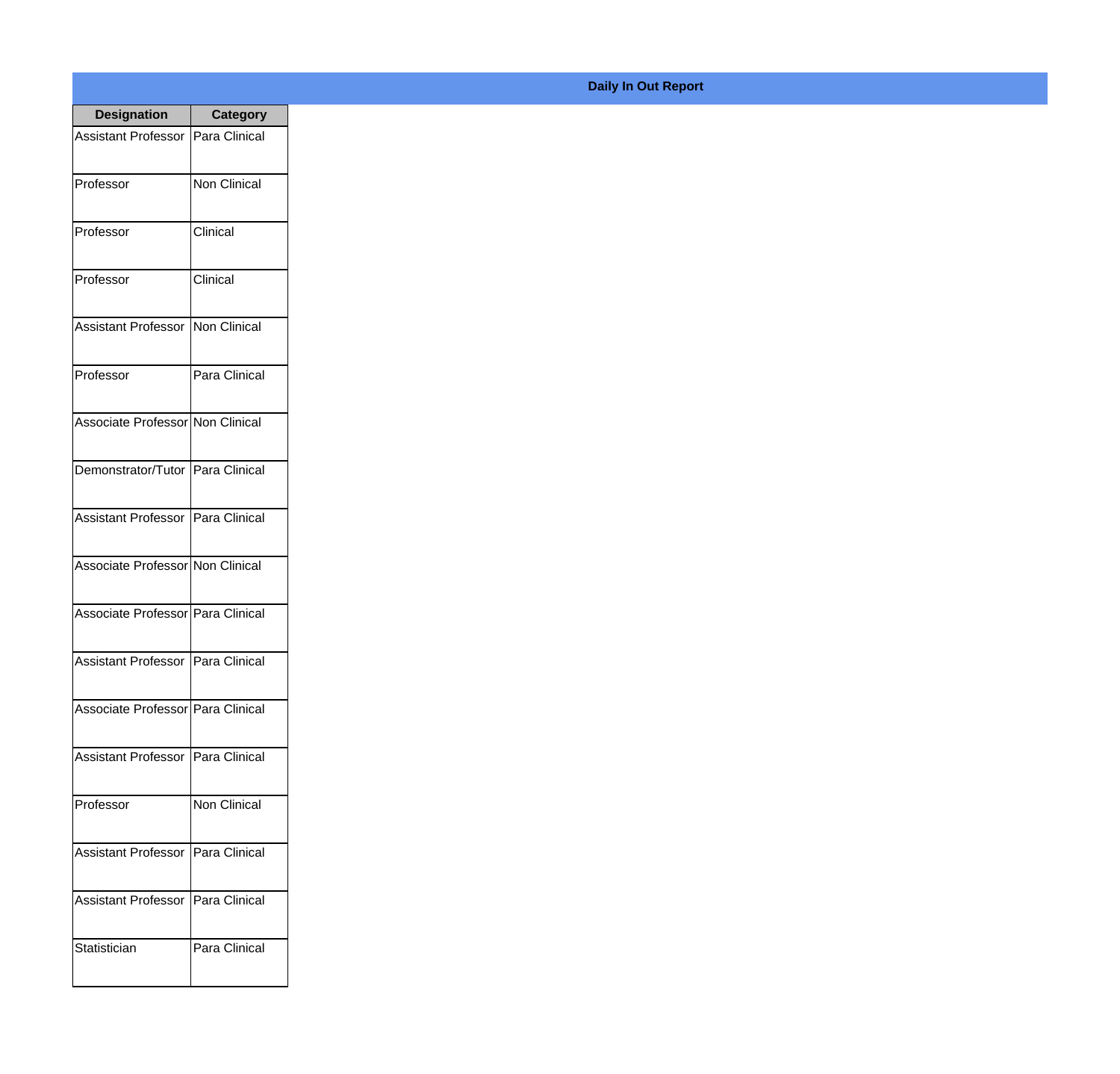**Daily In Out Report**

| Designation | Category |
| --- | --- |
| Assistant Professor | Para Clinical |
| Professor | Non Clinical |
| Professor | Clinical |
| Professor | Clinical |
| Assistant Professor | Non Clinical |
| Professor | Para Clinical |
| Associate Professor | Non Clinical |
| Demonstrator/Tutor | Para Clinical |
| Assistant Professor | Para Clinical |
| Associate Professor | Non Clinical |
| Associate Professor | Para Clinical |
| Assistant Professor | Para Clinical |
| Associate Professor | Para Clinical |
| Assistant Professor | Para Clinical |
| Professor | Non Clinical |
| Assistant Professor | Para Clinical |
| Assistant Professor | Para Clinical |
| Statistician | Para Clinical |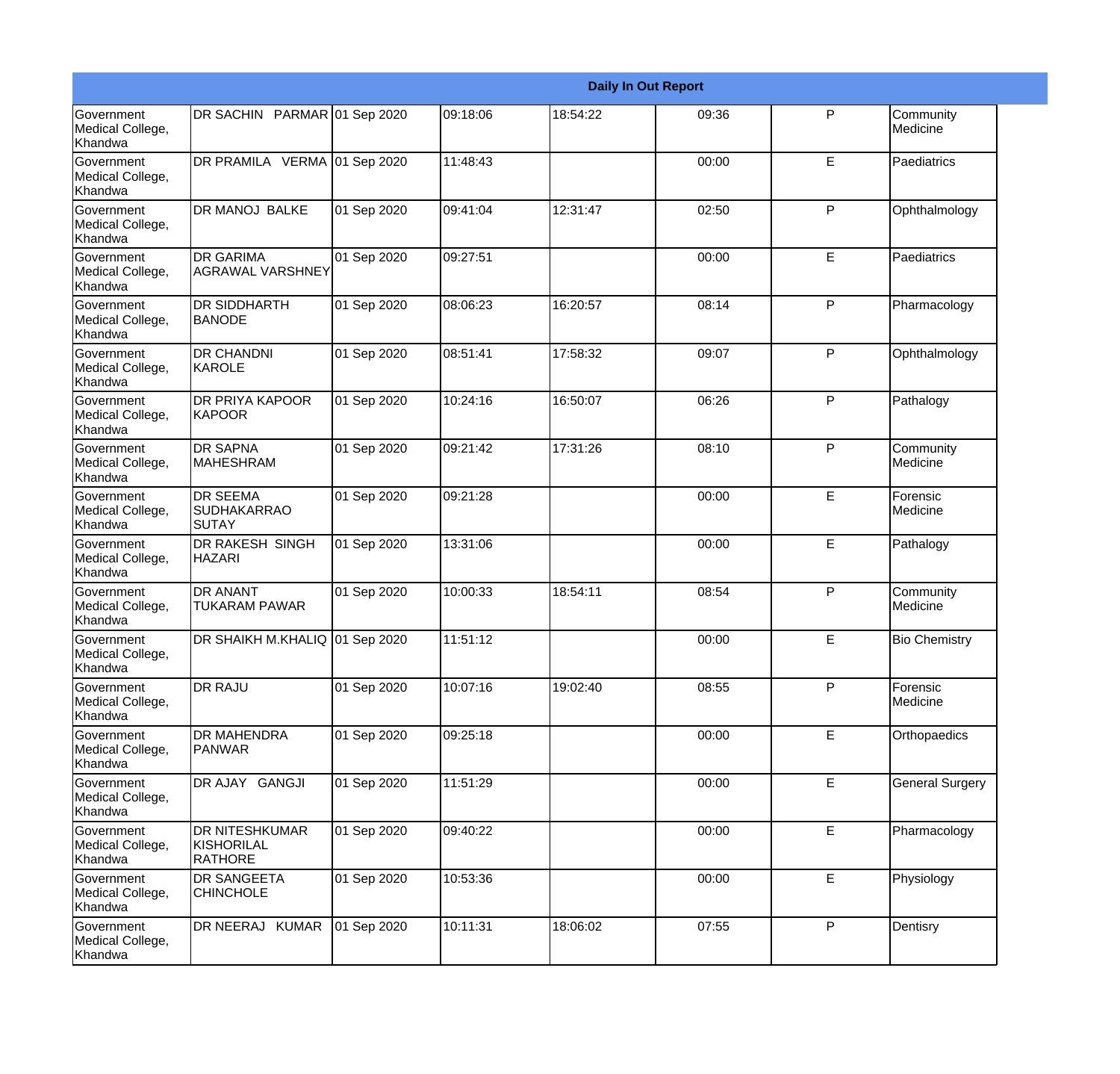| Daily In Out Report | | | | | | | |
|---|---|---|---|---|---|---|---|
| Government Medical College, Khandwa | DR SACHIN PARMAR | 01 Sep 2020 | 09:18:06 | 18:54:22 | 09:36 | P | Community Medicine |
| Government Medical College, Khandwa | DR PRAMILA VERMA | 01 Sep 2020 | 11:48:43 | | 00:00 | E | Paediatrics |
| Government Medical College, Khandwa | DR MANOJ BALKE | 01 Sep 2020 | 09:41:04 | 12:31:47 | 02:50 | P | Ophthalmology |
| Government Medical College, Khandwa | DR GARIMA AGRAWAL VARSHNEY | 01 Sep 2020 | 09:27:51 | | 00:00 | E | Paediatrics |
| Government Medical College, Khandwa | DR SIDDHARTH BANODE | 01 Sep 2020 | 08:06:23 | 16:20:57 | 08:14 | P | Pharmacology |
| Government Medical College, Khandwa | DR CHANDNI KAROLE | 01 Sep 2020 | 08:51:41 | 17:58:32 | 09:07 | P | Ophthalmology |
| Government Medical College, Khandwa | DR PRIYA KAPOOR KAPOOR | 01 Sep 2020 | 10:24:16 | 16:50:07 | 06:26 | P | Pathalogy |
| Government Medical College, Khandwa | DR SAPNA MAHESHRAM | 01 Sep 2020 | 09:21:42 | 17:31:26 | 08:10 | P | Community Medicine |
| Government Medical College, Khandwa | DR SEEMA SUDHAKARRAO SUTAY | 01 Sep 2020 | 09:21:28 | | 00:00 | E | Forensic Medicine |
| Government Medical College, Khandwa | DR RAKESH SINGH HAZARI | 01 Sep 2020 | 13:31:06 | | 00:00 | E | Pathalogy |
| Government Medical College, Khandwa | DR ANANT TUKARAM PAWAR | 01 Sep 2020 | 10:00:33 | 18:54:11 | 08:54 | P | Community Medicine |
| Government Medical College, Khandwa | DR SHAIKH M.KHALIQ | 01 Sep 2020 | 11:51:12 | | 00:00 | E | Bio Chemistry |
| Government Medical College, Khandwa | DR RAJU | 01 Sep 2020 | 10:07:16 | 19:02:40 | 08:55 | P | Forensic Medicine |
| Government Medical College, Khandwa | DR MAHENDRA PANWAR | 01 Sep 2020 | 09:25:18 | | 00:00 | E | Orthopaedics |
| Government Medical College, Khandwa | DR AJAY GANGJI | 01 Sep 2020 | 11:51:29 | | 00:00 | E | General Surgery |
| Government Medical College, Khandwa | DR NITESHKUMAR KISHORILAL RATHORE | 01 Sep 2020 | 09:40:22 | | 00:00 | E | Pharmacology |
| Government Medical College, Khandwa | DR SANGEETA CHINCHOLE | 01 Sep 2020 | 10:53:36 | | 00:00 | E | Physiology |
| Government Medical College, Khandwa | DR NEERAJ KUMAR | 01 Sep 2020 | 10:11:31 | 18:06:02 | 07:55 | P | Dentisry |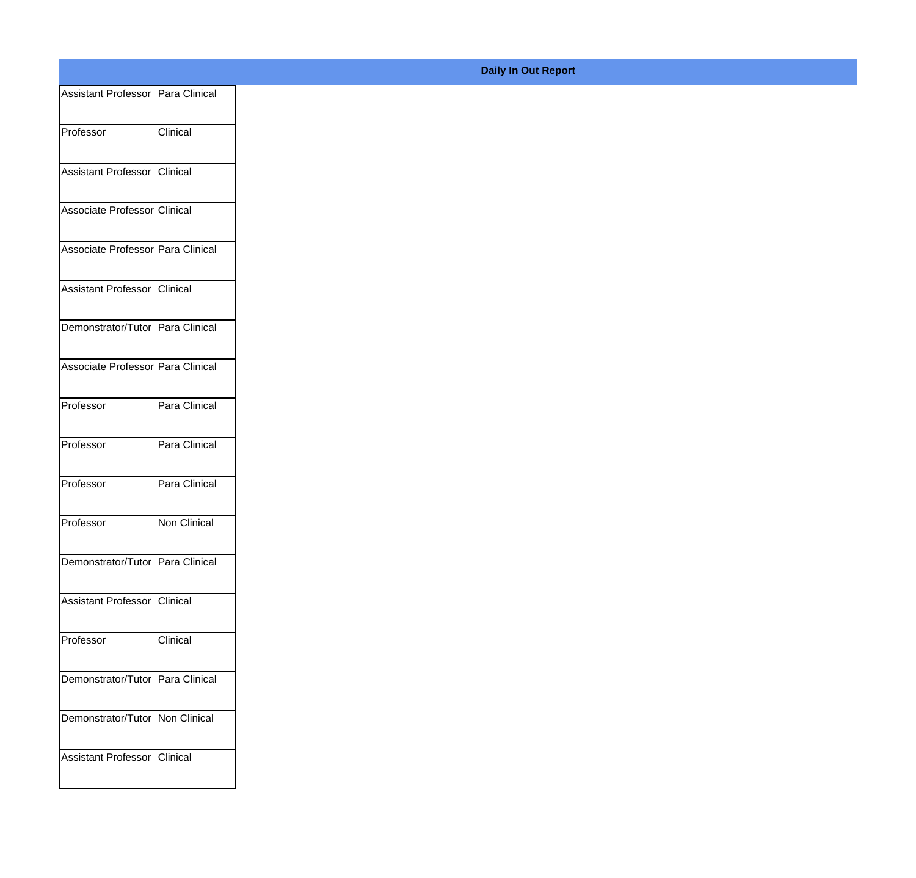**Daily In Out Report**

| | |
|---|---|
| Assistant Professor | Para Clinical |
| Professor | Clinical |
| Assistant Professor | Clinical |
| Associate Professor | Clinical |
| Associate Professor | Para Clinical |
| Assistant Professor | Clinical |
| Demonstrator/Tutor | Para Clinical |
| Associate Professor | Para Clinical |
| Professor | Para Clinical |
| Professor | Para Clinical |
| Professor | Para Clinical |
| Professor | Non Clinical |
| Demonstrator/Tutor | Para Clinical |
| Assistant Professor | Clinical |
| Professor | Clinical |
| Demonstrator/Tutor | Para Clinical |
| Demonstrator/Tutor | Non Clinical |
| Assistant Professor | Clinical |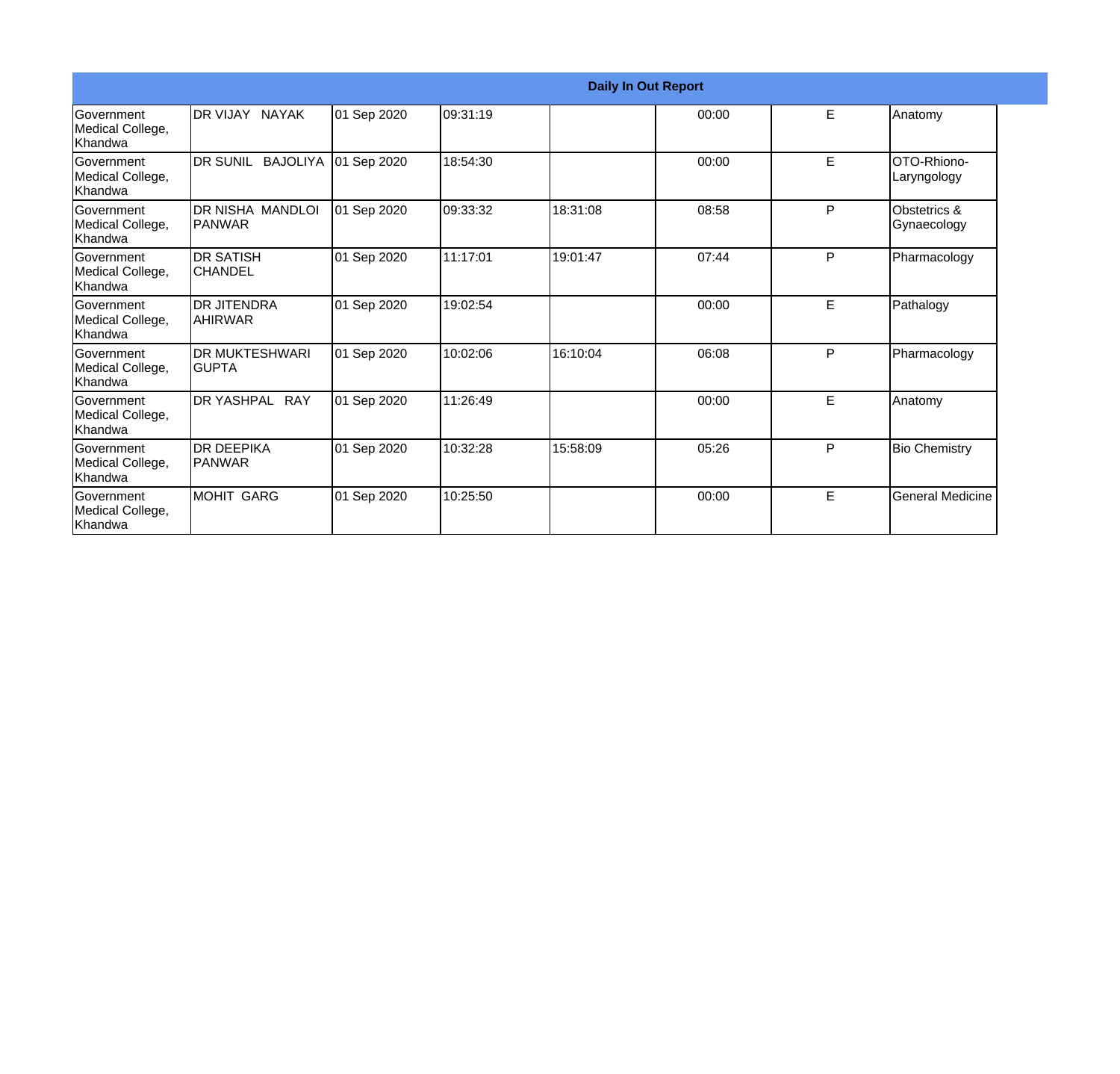| Daily In Out Report | | | | | | | |
|---|---|---|---|---|---|---|---|
| Government Medical College, Khandwa | DR VIJAY NAYAK | 01 Sep 2020 | 09:31:19 | | 00:00 | E | Anatomy |
| Government Medical College, Khandwa | DR SUNIL BAJOLIYA | 01 Sep 2020 | 18:54:30 | | 00:00 | E | OTO-Rhiono-Laryngology |
| Government Medical College, Khandwa | DR NISHA MANDLOI PANWAR | 01 Sep 2020 | 09:33:32 | 18:31:08 | 08:58 | P | Obstetrics & Gynaecology |
| Government Medical College, Khandwa | DR SATISH CHANDEL | 01 Sep 2020 | 11:17:01 | 19:01:47 | 07:44 | P | Pharmacology |
| Government Medical College, Khandwa | DR JITENDRA AHIRWAR | 01 Sep 2020 | 19:02:54 | | 00:00 | E | Pathalogy |
| Government Medical College, Khandwa | DR MUKTESHWARI GUPTA | 01 Sep 2020 | 10:02:06 | 16:10:04 | 06:08 | P | Pharmacology |
| Government Medical College, Khandwa | DR YASHPAL RAY | 01 Sep 2020 | 11:26:49 | | 00:00 | E | Anatomy |
| Government Medical College, Khandwa | DR DEEPIKA PANWAR | 01 Sep 2020 | 10:32:28 | 15:58:09 | 05:26 | P | Bio Chemistry |
| Government Medical College, Khandwa | MOHIT GARG | 01 Sep 2020 | 10:25:50 | | 00:00 | E | General Medicine |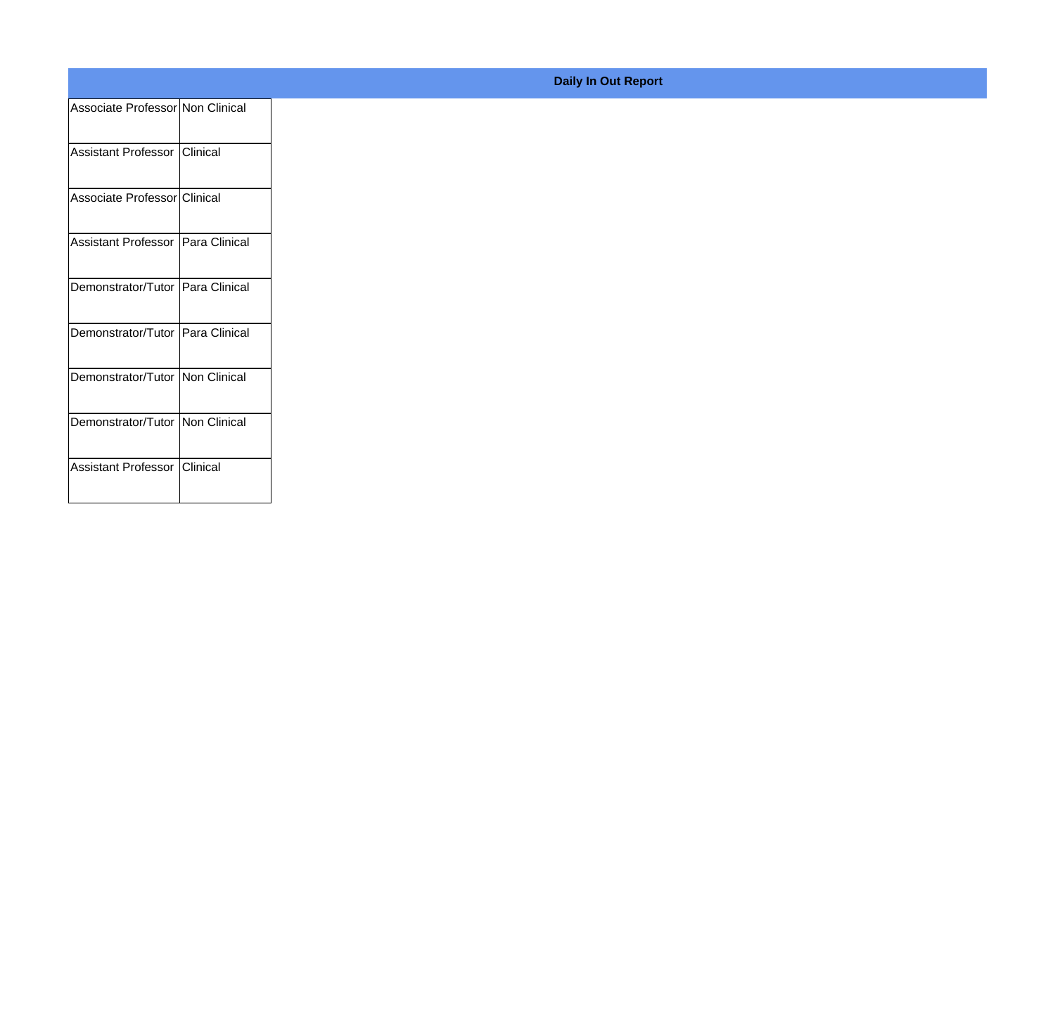**Daily In Out Report**

| | |
|---|---|
| Associate Professor | Non Clinical |
| Assistant Professor | Clinical |
| Associate Professor | Clinical |
| Assistant Professor | Para Clinical |
| Demonstrator/Tutor | Para Clinical |
| Demonstrator/Tutor | Para Clinical |
| Demonstrator/Tutor | Non Clinical |
| Demonstrator/Tutor | Non Clinical |
| Assistant Professor | Clinical |